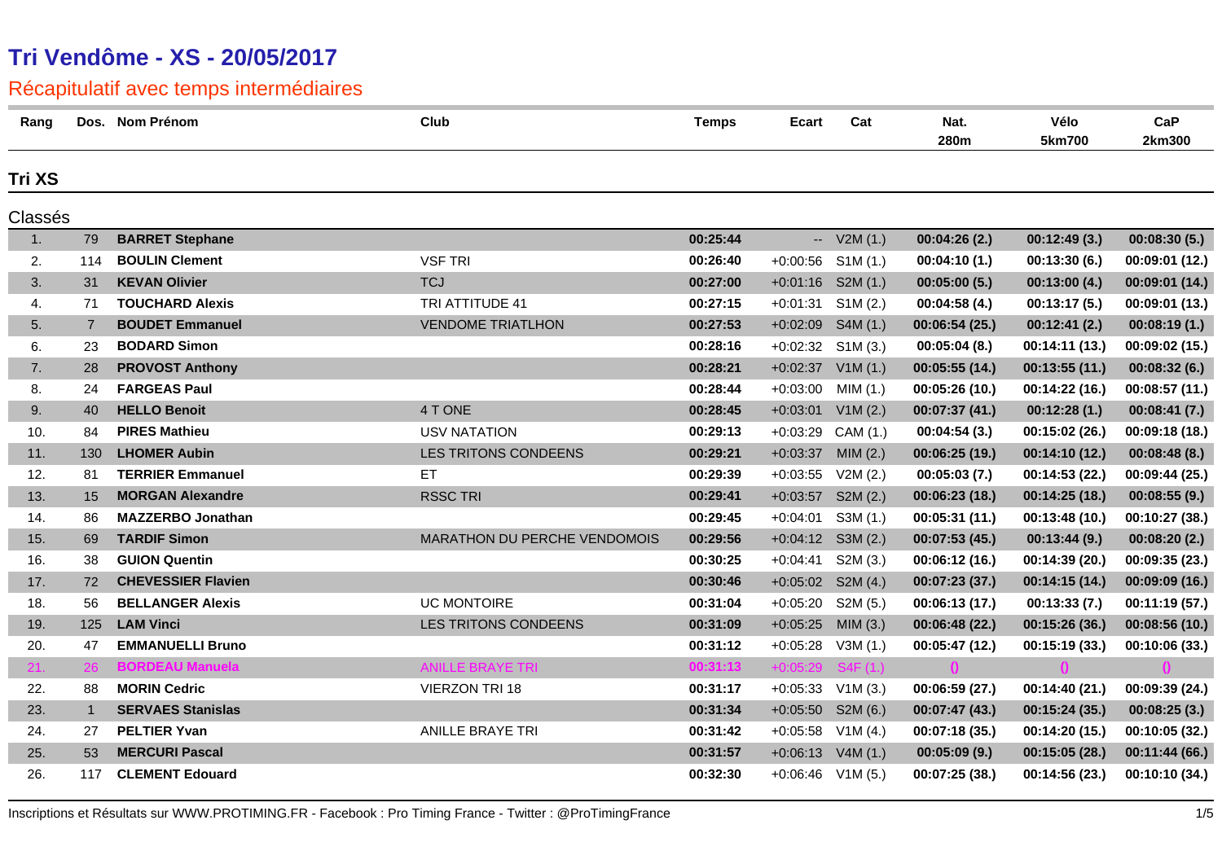# Tri Vendôme - XS - 20/05/2017

## Récapitulatif avec temps intermédiaires

### Tri XS

Classés

| Rang | Dos. | Nom Prénom | Club | Temps | Ecart | Cat | Nat. 280m | Vélo 5km700 | CaP 2km300 |
|---|---|---|---|---|---|---|---|---|---|
| 1. | 79 | **BARRET Stephane** | | **00:25:44** | -- | V2M (1.) | **00:04:26 (2.)** | **00:12:49 (3.)** | **00:08:30 (5.)** |
| 2. | 114 | **BOULIN Clement** | VSF TRI | **00:26:40** | +0:00:56 | S1M (1.) | **00:04:10 (1.)** | **00:13:30 (6.)** | **00:09:01 (12.)** |
| 3. | 31 | **KEVAN Olivier** | TCJ | **00:27:00** | +0:01:16 | S2M (1.) | **00:05:00 (5.)** | **00:13:00 (4.)** | **00:09:01 (14.)** |
| 4. | 71 | **TOUCHARD Alexis** | TRI ATTITUDE 41 | **00:27:15** | +0:01:31 | S1M (2.) | **00:04:58 (4.)** | **00:13:17 (5.)** | **00:09:01 (13.)** |
| 5. | 7 | **BOUDET Emmanuel** | VENDOME TRIATLHON | **00:27:53** | +0:02:09 | S4M (1.) | **00:06:54 (25.)** | **00:12:41 (2.)** | **00:08:19 (1.)** |
| 6. | 23 | **BODARD Simon** | | **00:28:16** | +0:02:32 | S1M (3.) | **00:05:04 (8.)** | **00:14:11 (13.)** | **00:09:02 (15.)** |
| 7. | 28 | **PROVOST Anthony** | | **00:28:21** | +0:02:37 | V1M (1.) | **00:05:55 (14.)** | **00:13:55 (11.)** | **00:08:32 (6.)** |
| 8. | 24 | **FARGEAS Paul** | | **00:28:44** | +0:03:00 | MIM (1.) | **00:05:26 (10.)** | **00:14:22 (16.)** | **00:08:57 (11.)** |
| 9. | 40 | **HELLO Benoit** | 4 T ONE | **00:28:45** | +0:03:01 | V1M (2.) | **00:07:37 (41.)** | **00:12:28 (1.)** | **00:08:41 (7.)** |
| 10. | 84 | **PIRES Mathieu** | USV NATATION | **00:29:13** | +0:03:29 | CAM (1.) | **00:04:54 (3.)** | **00:15:02 (26.)** | **00:09:18 (18.)** |
| 11. | 130 | **LHOMER Aubin** | LES TRITONS CONDEENS | **00:29:21** | +0:03:37 | MIM (2.) | **00:06:25 (19.)** | **00:14:10 (12.)** | **00:08:48 (8.)** |
| 12. | 81 | **TERRIER Emmanuel** | ET | **00:29:39** | +0:03:55 | V2M (2.) | **00:05:03 (7.)** | **00:14:53 (22.)** | **00:09:44 (25.)** |
| 13. | 15 | **MORGAN Alexandre** | RSSC TRI | **00:29:41** | +0:03:57 | S2M (2.) | **00:06:23 (18.)** | **00:14:25 (18.)** | **00:08:55 (9.)** |
| 14. | 86 | **MAZZERBO Jonathan** | | **00:29:45** | +0:04:01 | S3M (1.) | **00:05:31 (11.)** | **00:13:48 (10.)** | **00:10:27 (38.)** |
| 15. | 69 | **TARDIF Simon** | MARATHON DU PERCHE VENDOMOIS | **00:29:56** | +0:04:12 | S3M (2.) | **00:07:53 (45.)** | **00:13:44 (9.)** | **00:08:20 (2.)** |
| 16. | 38 | **GUION Quentin** | | **00:30:25** | +0:04:41 | S2M (3.) | **00:06:12 (16.)** | **00:14:39 (20.)** | **00:09:35 (23.)** |
| 17. | 72 | **CHEVESSIER Flavien** | | **00:30:46** | +0:05:02 | S2M (4.) | **00:07:23 (37.)** | **00:14:15 (14.)** | **00:09:09 (16.)** |
| 18. | 56 | **BELLANGER Alexis** | UC MONTOIRE | **00:31:04** | +0:05:20 | S2M (5.) | **00:06:13 (17.)** | **00:13:33 (7.)** | **00:11:19 (57.)** |
| 19. | 125 | **LAM Vinci** | LES TRITONS CONDEENS | **00:31:09** | +0:05:25 | MIM (3.) | **00:06:48 (22.)** | **00:15:26 (36.)** | **00:08:56 (10.)** |
| 20. | 47 | **EMMANUELLI Bruno** | | **00:31:12** | +0:05:28 | V3M (1.) | **00:05:47 (12.)** | **00:15:19 (33.)** | **00:10:06 (33.)** |
| 21. | 26 | **BORDEAU Manuela** | ANILLE BRAYE TRI | **00:31:13** | +0:05:29 | S4F (1.) | **()** | **()** | **()** |
| 22. | 88 | **MORIN Cedric** | VIERZON TRI 18 | **00:31:17** | +0:05:33 | V1M (3.) | **00:06:59 (27.)** | **00:14:40 (21.)** | **00:09:39 (24.)** |
| 23. | 1 | **SERVAES Stanislas** | | **00:31:34** | +0:05:50 | S2M (6.) | **00:07:47 (43.)** | **00:15:24 (35.)** | **00:08:25 (3.)** |
| 24. | 27 | **PELTIER Yvan** | ANILLE BRAYE TRI | **00:31:42** | +0:05:58 | V1M (4.) | **00:07:18 (35.)** | **00:14:20 (15.)** | **00:10:05 (32.)** |
| 25. | 53 | **MERCURI Pascal** | | **00:31:57** | +0:06:13 | V4M (1.) | **00:05:09 (9.)** | **00:15:05 (28.)** | **00:11:44 (66.)** |
| 26. | 117 | **CLEMENT Edouard** | | **00:32:30** | +0:06:46 | V1M (5.) | **00:07:25 (38.)** | **00:14:56 (23.)** | **00:10:10 (34.)** |

Inscriptions et Résultats sur WWW.PROTIMING.FR - Facebook : Pro Timing France - Twitter : @ProTimingFrance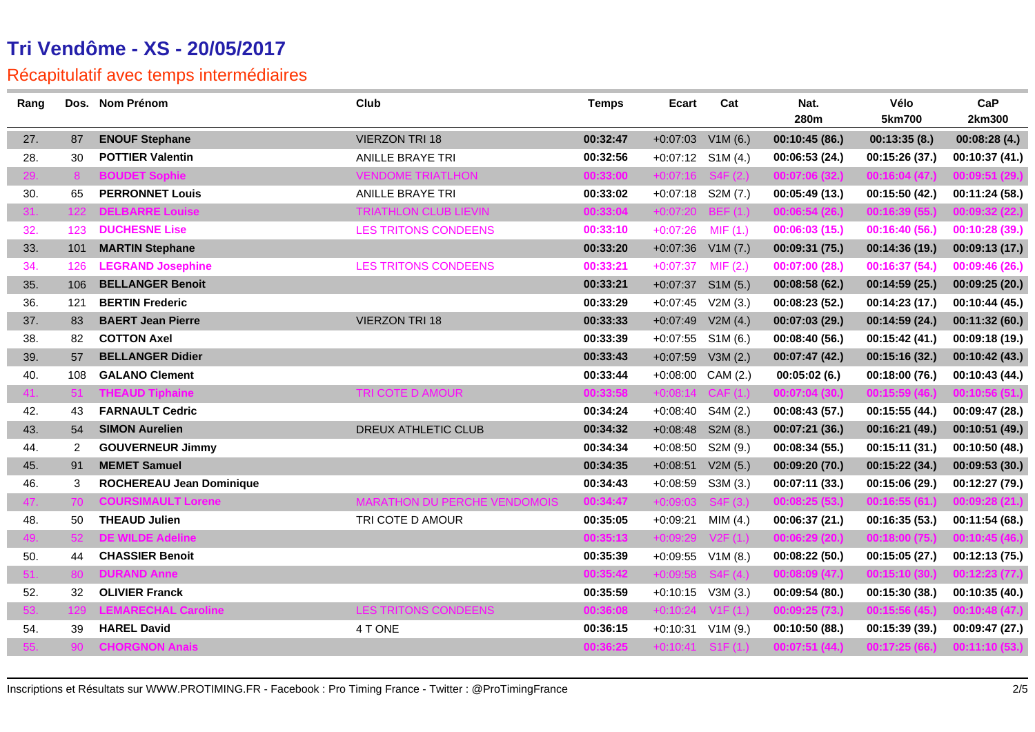# Tri Vendôme - XS - 20/05/2017

## Récapitulatif avec temps intermédiaires

| Rang | Dos. | Nom Prénom | Club | Temps | Ecart | Cat | Nat. 280m | Vélo 5km700 | CaP 2km300 |
|---|---|---|---|---|---|---|---|---|---|
| 27. | 87 | **ENOUF Stephane** | VIERZON TRI 18 | **00:32:47** | +0:07:03 | V1M (6.) | **00:10:45 (86.)** | **00:13:35 (8.)** | **00:08:28 (4.)** |
| 28. | 30 | **POTTIER Valentin** | ANILLE BRAYE TRI | **00:32:56** | +0:07:12 | S1M (4.) | **00:06:53 (24.)** | **00:15:26 (37.)** | **00:10:37 (41.)** |
| 29. | 8 | **BOUDET Sophie** | VENDOME TRIATLHON | **00:33:00** | +0:07:16 | S4F (2.) | **00:07:06 (32.)** | **00:16:04 (47.)** | **00:09:51 (29.)** |
| 30. | 65 | **PERRONNET Louis** | ANILLE BRAYE TRI | **00:33:02** | +0:07:18 | S2M (7.) | **00:05:49 (13.)** | **00:15:50 (42.)** | **00:11:24 (58.)** |
| 31. | 122 | **DELBARRE Louise** | TRIATHLON CLUB LIEVIN | **00:33:04** | +0:07:20 | BEF (1.) | **00:06:54 (26.)** | **00:16:39 (55.)** | **00:09:32 (22.)** |
| 32. | 123 | **DUCHESNE Lise** | LES TRITONS CONDEENS | **00:33:10** | +0:07:26 | MIF (1.) | **00:06:03 (15.)** | **00:16:40 (56.)** | **00:10:28 (39.)** |
| 33. | 101 | **MARTIN Stephane** | | **00:33:20** | +0:07:36 | V1M (7.) | **00:09:31 (75.)** | **00:14:36 (19.)** | **00:09:13 (17.)** |
| 34. | 126 | **LEGRAND Josephine** | LES TRITONS CONDEENS | **00:33:21** | +0:07:37 | MIF (2.) | **00:07:00 (28.)** | **00:16:37 (54.)** | **00:09:46 (26.)** |
| 35. | 106 | **BELLANGER Benoit** | | **00:33:21** | +0:07:37 | S1M (5.) | **00:08:58 (62.)** | **00:14:59 (25.)** | **00:09:25 (20.)** |
| 36. | 121 | **BERTIN Frederic** | | **00:33:29** | +0:07:45 | V2M (3.) | **00:08:23 (52.)** | **00:14:23 (17.)** | **00:10:44 (45.)** |
| 37. | 83 | **BAERT Jean Pierre** | VIERZON TRI 18 | **00:33:33** | +0:07:49 | V2M (4.) | **00:07:03 (29.)** | **00:14:59 (24.)** | **00:11:32 (60.)** |
| 38. | 82 | **COTTON Axel** | | **00:33:39** | +0:07:55 | S1M (6.) | **00:08:40 (56.)** | **00:15:42 (41.)** | **00:09:18 (19.)** |
| 39. | 57 | **BELLANGER Didier** | | **00:33:43** | +0:07:59 | V3M (2.) | **00:07:47 (42.)** | **00:15:16 (32.)** | **00:10:42 (43.)** |
| 40. | 108 | **GALANO Clement** | | **00:33:44** | +0:08:00 | CAM (2.) | **00:05:02 (6.)** | **00:18:00 (76.)** | **00:10:43 (44.)** |
| 41. | 51 | **THEAUD Tiphaine** | TRI COTE D AMOUR | **00:33:58** | +0:08:14 | CAF (1.) | **00:07:04 (30.)** | **00:15:59 (46.)** | **00:10:56 (51.)** |
| 42. | 43 | **FARNAULT Cedric** | | **00:34:24** | +0:08:40 | S4M (2.) | **00:08:43 (57.)** | **00:15:55 (44.)** | **00:09:47 (28.)** |
| 43. | 54 | **SIMON Aurelien** | DREUX ATHLETIC CLUB | **00:34:32** | +0:08:48 | S2M (8.) | **00:07:21 (36.)** | **00:16:21 (49.)** | **00:10:51 (49.)** |
| 44. | 2 | **GOUVERNEUR Jimmy** | | **00:34:34** | +0:08:50 | S2M (9.) | **00:08:34 (55.)** | **00:15:11 (31.)** | **00:10:50 (48.)** |
| 45. | 91 | **MEMET Samuel** | | **00:34:35** | +0:08:51 | V2M (5.) | **00:09:20 (70.)** | **00:15:22 (34.)** | **00:09:53 (30.)** |
| 46. | 3 | **ROCHEREAU Jean Dominique** | | **00:34:43** | +0:08:59 | S3M (3.) | **00:07:11 (33.)** | **00:15:06 (29.)** | **00:12:27 (79.)** |
| 47. | 70 | **COURSIMAULT Lorene** | MARATHON DU PERCHE VENDOMOIS | **00:34:47** | +0:09:03 | S4F (3.) | **00:08:25 (53.)** | **00:16:55 (61.)** | **00:09:28 (21.)** |
| 48. | 50 | **THEAUD Julien** | TRI COTE D AMOUR | **00:35:05** | +0:09:21 | MIM (4.) | **00:06:37 (21.)** | **00:16:35 (53.)** | **00:11:54 (68.)** |
| 49. | 52 | **DE WILDE Adeline** | | **00:35:13** | +0:09:29 | V2F (1.) | **00:06:29 (20.)** | **00:18:00 (75.)** | **00:10:45 (46.)** |
| 50. | 44 | **CHASSIER Benoit** | | **00:35:39** | +0:09:55 | V1M (8.) | **00:08:22 (50.)** | **00:15:05 (27.)** | **00:12:13 (75.)** |
| 51. | 80 | **DURAND Anne** | | **00:35:42** | +0:09:58 | S4F (4.) | **00:08:09 (47.)** | **00:15:10 (30.)** | **00:12:23 (77.)** |
| 52. | 32 | **OLIVIER Franck** | | **00:35:59** | +0:10:15 | V3M (3.) | **00:09:54 (80.)** | **00:15:30 (38.)** | **00:10:35 (40.)** |
| 53. | 129 | **LEMARECHAL Caroline** | LES TRITONS CONDEENS | **00:36:08** | +0:10:24 | V1F (1.) | **00:09:25 (73.)** | **00:15:56 (45.)** | **00:10:48 (47.)** |
| 54. | 39 | **HAREL David** | 4 T ONE | **00:36:15** | +0:10:31 | V1M (9.) | **00:10:50 (88.)** | **00:15:39 (39.)** | **00:09:47 (27.)** |
| 55. | 90 | **CHORGNON Anais** | | **00:36:25** | +0:10:41 | S1F (1.) | **00:07:51 (44.)** | **00:17:25 (66.)** | **00:11:10 (53.)** |

Inscriptions et Résultats sur WWW.PROTIMING.FR - Facebook : Pro Timing France - Twitter : @ProTimingFrance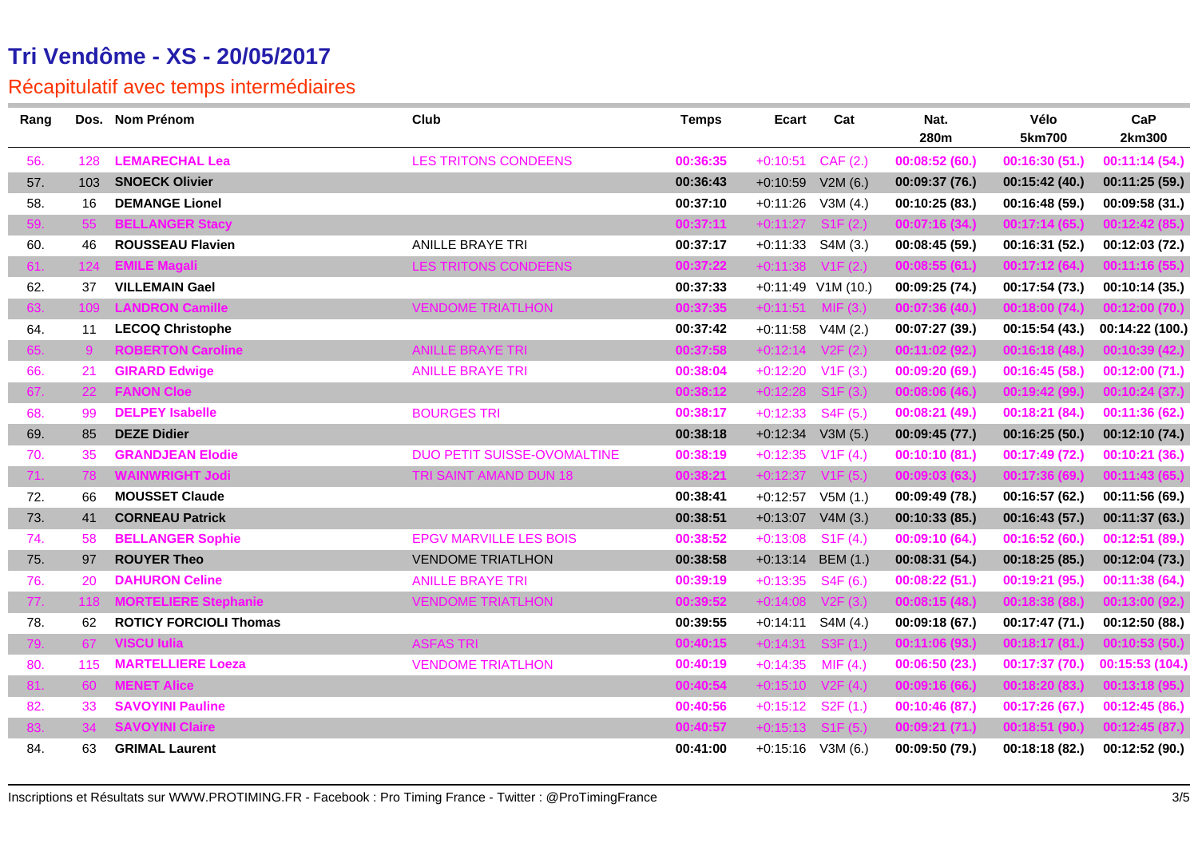# Tri Vendôme - XS - 20/05/2017

## Récapitulatif avec temps intermédiaires

| Rang | Dos. | Nom Prénom | Club | Temps | Ecart | Cat | Nat. 280m | Vélo 5km700 | CaP 2km300 |
|---|---|---|---|---|---|---|---|---|---|
| 56. | 128 | **LEMARECHAL Lea** | LES TRITONS CONDEENS | 00:36:35 | +0:10:51 | CAF (2.) | 00:08:52 (60.) | 00:16:30 (51.) | 00:11:14 (54.) |
| 57. | 103 | **SNOECK Olivier** | | 00:36:43 | +0:10:59 | V2M (6.) | 00:09:37 (76.) | 00:15:42 (40.) | 00:11:25 (59.) |
| 58. | 16 | **DEMANGE Lionel** | | 00:37:10 | +0:11:26 | V3M (4.) | 00:10:25 (83.) | 00:16:48 (59.) | 00:09:58 (31.) |
| 59. | 55 | **BELLANGER Stacy** | | 00:37:11 | +0:11:27 | S1F (2.) | 00:07:16 (34.) | 00:17:14 (65.) | 00:12:42 (85.) |
| 60. | 46 | **ROUSSEAU Flavien** | ANILLE BRAYE TRI | 00:37:17 | +0:11:33 | S4M (3.) | 00:08:45 (59.) | 00:16:31 (52.) | 00:12:03 (72.) |
| 61. | 124 | **EMILE Magali** | LES TRITONS CONDEENS | 00:37:22 | +0:11:38 | V1F (2.) | 00:08:55 (61.) | 00:17:12 (64.) | 00:11:16 (55.) |
| 62. | 37 | **VILLEMAIN Gael** | | 00:37:33 | +0:11:49 | V1M (10.) | 00:09:25 (74.) | 00:17:54 (73.) | 00:10:14 (35.) |
| 63. | 109 | **LANDRON Camille** | VENDOME TRIATHLON | 00:37:35 | +0:11:51 | MIF (3.) | 00:07:36 (40.) | 00:18:00 (74.) | 00:12:00 (70.) |
| 64. | 11 | **LECOQ Christophe** | | 00:37:42 | +0:11:58 | V4M (2.) | 00:07:27 (39.) | 00:15:54 (43.) | 00:14:22 (100.) |
| 65. | 9 | **ROBERTON Caroline** | ANILLE BRAYE TRI | 00:37:58 | +0:12:14 | V2F (2.) | 00:11:02 (92.) | 00:16:18 (48.) | 00:10:39 (42.) |
| 66. | 21 | **GIRARD Edwige** | ANILLE BRAYE TRI | 00:38:04 | +0:12:20 | V1F (3.) | 00:09:20 (69.) | 00:16:45 (58.) | 00:12:00 (71.) |
| 67. | 22 | **FANON Cloe** | | 00:38:12 | +0:12:28 | S1F (3.) | 00:08:06 (46.) | 00:19:42 (99.) | 00:10:24 (37.) |
| 68. | 99 | **DELPEY Isabelle** | BOURGES TRI | 00:38:17 | +0:12:33 | S4F (5.) | 00:08:21 (49.) | 00:18:21 (84.) | 00:11:36 (62.) |
| 69. | 85 | **DEZE Didier** | | 00:38:18 | +0:12:34 | V3M (5.) | 00:09:45 (77.) | 00:16:25 (50.) | 00:12:10 (74.) |
| 70. | 35 | **GRANDJEAN Elodie** | DUO PETIT SUISSE-OVOMALTINE | 00:38:19 | +0:12:35 | V1F (4.) | 00:10:10 (81.) | 00:17:49 (72.) | 00:10:21 (36.) |
| 71. | 78 | **WAINWRIGHT Jodi** | TRI SAINT AMAND DUN 18 | 00:38:21 | +0:12:37 | V1F (5.) | 00:09:03 (63.) | 00:17:36 (69.) | 00:11:43 (65.) |
| 72. | 66 | **MOUSSET Claude** | | 00:38:41 | +0:12:57 | V5M (1.) | 00:09:49 (78.) | 00:16:57 (62.) | 00:11:56 (69.) |
| 73. | 41 | **CORNEAU Patrick** | | 00:38:51 | +0:13:07 | V4M (3.) | 00:10:33 (85.) | 00:16:43 (57.) | 00:11:37 (63.) |
| 74. | 58 | **BELLANGER Sophie** | EPGV MARVILLE LES BOIS | 00:38:52 | +0:13:08 | S1F (4.) | 00:09:10 (64.) | 00:16:52 (60.) | 00:12:51 (89.) |
| 75. | 97 | **ROUYER Theo** | VENDOME TRIATHLON | 00:38:58 | +0:13:14 | BEM (1.) | 00:08:31 (54.) | 00:18:25 (85.) | 00:12:04 (73.) |
| 76. | 20 | **DAHURON Celine** | ANILLE BRAYE TRI | 00:39:19 | +0:13:35 | S4F (6.) | 00:08:22 (51.) | 00:19:21 (95.) | 00:11:38 (64.) |
| 77. | 118 | **MORTELIERE Stephanie** | VENDOME TRIATHLON | 00:39:52 | +0:14:08 | V2F (3.) | 00:08:15 (48.) | 00:18:38 (88.) | 00:13:00 (92.) |
| 78. | 62 | **ROTICY FORCIOLI Thomas** | | 00:39:55 | +0:14:11 | S4M (4.) | 00:09:18 (67.) | 00:17:47 (71.) | 00:12:50 (88.) |
| 79. | 67 | **VISCU Iulia** | ASFAS TRI | 00:40:15 | +0:14:31 | S3F (1.) | 00:11:06 (93.) | 00:18:17 (81.) | 00:10:53 (50.) |
| 80. | 115 | **MARTELLIERE Loeza** | VENDOME TRIATHLON | 00:40:19 | +0:14:35 | MIF (4.) | 00:06:50 (23.) | 00:17:37 (70.) | 00:15:53 (104.) |
| 81. | 60 | **MENET Alice** | | 00:40:54 | +0:15:10 | V2F (4.) | 00:09:16 (66.) | 00:18:20 (83.) | 00:13:18 (95.) |
| 82. | 33 | **SAVOYINI Pauline** | | 00:40:56 | +0:15:12 | S2F (1.) | 00:10:46 (87.) | 00:17:26 (67.) | 00:12:45 (86.) |
| 83. | 34 | **SAVOYINI Claire** | | 00:40:57 | +0:15:13 | S1F (5.) | 00:09:21 (71.) | 00:18:51 (90.) | 00:12:45 (87.) |
| 84. | 63 | **GRIMAL Laurent** | | 00:41:00 | +0:15:16 | V3M (6.) | 00:09:50 (79.) | 00:18:18 (82.) | 00:12:52 (90.) |

Inscriptions et Résultats sur WWW.PROTIMING.FR - Facebook : Pro Timing France - Twitter : @ProTimingFrance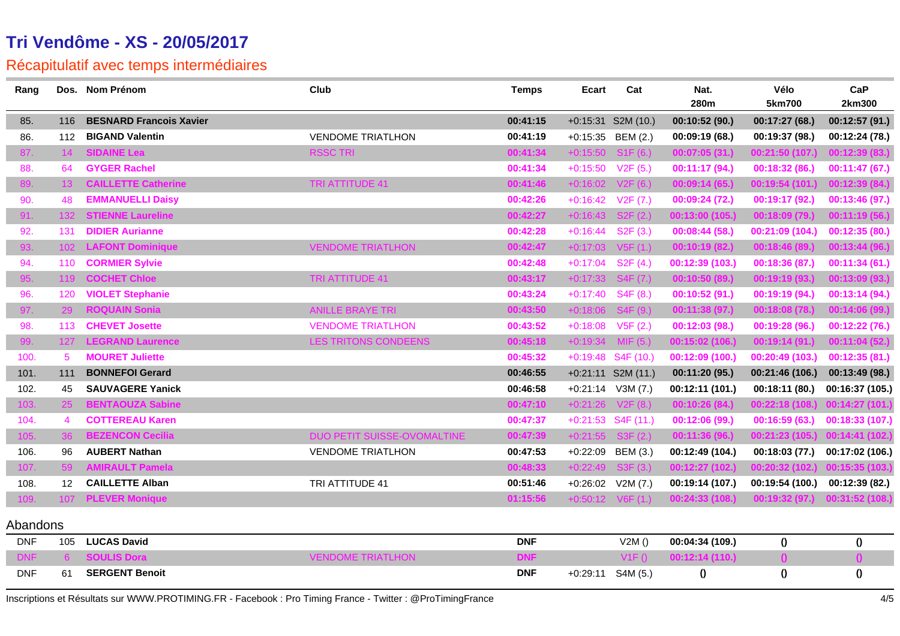# Tri Vendôme - XS - 20/05/2017

## Récapitulatif avec temps intermédiaires

| Rang | Dos. | Nom Prénom | Club | Temps | Ecart | Cat | Nat. 280m | Vélo 5km700 | CaP 2km300 |
|---|---|---|---|---|---|---|---|---|---|
| 85. | 116 | **BESNARD Francois Xavier** | | **00:41:15** | +0:15:31 | S2M (10.) | **00:10:52 (90.)** | **00:17:27 (68.)** | **00:12:57 (91.)** |
| 86. | 112 | **BIGAND Valentin** | VENDOME TRIATHLON | **00:41:19** | +0:15:35 | BEM (2.) | **00:09:19 (68.)** | **00:19:37 (98.)** | **00:12:24 (78.)** |
| 87. | 14 | **SIDAINE Lea** | RSSC TRI | **00:41:34** | +0:15:50 | S1F (6.) | **00:07:05 (31.)** | **00:21:50 (107.)** | **00:12:39 (83.)** |
| 88. | 64 | **GYGER Rachel** | | **00:41:34** | +0:15:50 | V2F (5.) | **00:11:17 (94.)** | **00:18:32 (86.)** | **00:11:47 (67.)** |
| 89. | 13 | **CAILLETTE Catherine** | TRI ATTITUDE 41 | **00:41:46** | +0:16:02 | V2F (6.) | **00:09:14 (65.)** | **00:19:54 (101.)** | **00:12:39 (84.)** |
| 90. | 48 | **EMMANUELLI Daisy** | | **00:42:26** | +0:16:42 | V2F (7.) | **00:09:24 (72.)** | **00:19:17 (92.)** | **00:13:46 (97.)** |
| 91. | 132 | **STIENNE Laureline** | | **00:42:27** | +0:16:43 | S2F (2.) | **00:13:00 (105.)** | **00:18:09 (79.)** | **00:11:19 (56.)** |
| 92. | 131 | **DIDIER Aurianne** | | **00:42:28** | +0:16:44 | S2F (3.) | **00:08:44 (58.)** | **00:21:09 (104.)** | **00:12:35 (80.)** |
| 93. | 102 | **LAFONT Dominique** | VENDOME TRIATHLON | **00:42:47** | +0:17:03 | V5F (1.) | **00:10:19 (82.)** | **00:18:46 (89.)** | **00:13:44 (96.)** |
| 94. | 110 | **CORMIER Sylvie** | | **00:42:48** | +0:17:04 | S2F (4.) | **00:12:39 (103.)** | **00:18:36 (87.)** | **00:11:34 (61.)** |
| 95. | 119 | **COCHET Chloe** | TRI ATTITUDE 41 | **00:43:17** | +0:17:33 | S4F (7.) | **00:10:50 (89.)** | **00:19:19 (93.)** | **00:13:09 (93.)** |
| 96. | 120 | **VIOLET Stephanie** | | **00:43:24** | +0:17:40 | S4F (8.) | **00:10:52 (91.)** | **00:19:19 (94.)** | **00:13:14 (94.)** |
| 97. | 29 | **ROQUAIN Sonia** | ANILLE BRAYE TRI | **00:43:50** | +0:18:06 | S4F (9.) | **00:11:38 (97.)** | **00:18:08 (78.)** | **00:14:06 (99.)** |
| 98. | 113 | **CHEVET Josette** | VENDOME TRIATHLON | **00:43:52** | +0:18:08 | V5F (2.) | **00:12:03 (98.)** | **00:19:28 (96.)** | **00:12:22 (76.)** |
| 99. | 127 | **LEGRAND Laurence** | LES TRITONS CONDEENS | **00:45:18** | +0:19:34 | MIF (5.) | **00:15:02 (106.)** | **00:19:14 (91.)** | **00:11:04 (52.)** |
| 100. | 5 | **MOURET Juliette** | | **00:45:32** | +0:19:48 | S4F (10.) | **00:12:09 (100.)** | **00:20:49 (103.)** | **00:12:35 (81.)** |
| 101. | 111 | **BONNEFOI Gerard** | | **00:46:55** | +0:21:11 | S2M (11.) | **00:11:20 (95.)** | **00:21:46 (106.)** | **00:13:49 (98.)** |
| 102. | 45 | **SAUVAGERE Yanick** | | **00:46:58** | +0:21:14 | V3M (7.) | **00:12:11 (101.)** | **00:18:11 (80.)** | **00:16:37 (105.)** |
| 103. | 25 | **BENTAOUZA Sabine** | | **00:47:10** | +0:21:26 | V2F (8.) | **00:10:26 (84.)** | **00:22:18 (108.)** | **00:14:27 (101.)** |
| 104. | 4 | **COTTEREAU Karen** | | **00:47:37** | +0:21:53 | S4F (11.) | **00:12:06 (99.)** | **00:16:59 (63.)** | **00:18:33 (107.)** |
| 105. | 36 | **BEZENCON Cecilia** | DUO PETIT SUISSE-OVOMALTINE | **00:47:39** | +0:21:55 | S3F (2.) | **00:11:36 (96.)** | **00:21:23 (105.)** | **00:14:41 (102.)** |
| 106. | 96 | **AUBERT Nathan** | VENDOME TRIATHLON | **00:47:53** | +0:22:09 | BEM (3.) | **00:12:49 (104.)** | **00:18:03 (77.)** | **00:17:02 (106.)** |
| 107. | 59 | **AMIRAULT Pamela** | | **00:48:33** | +0:22:49 | S3F (3.) | **00:12:27 (102.)** | **00:20:32 (102.)** | **00:15:35 (103.)** |
| 108. | 12 | **CAILLETTE Alban** | TRI ATTITUDE 41 | **00:51:46** | +0:26:02 | V2M (7.) | **00:19:14 (107.)** | **00:19:54 (100.)** | **00:12:39 (82.)** |
| 109. | 107 | **PLEVER Monique** | | **01:15:56** | +0:50:12 | V6F (1.) | **00:24:33 (108.)** | **00:19:32 (97.)** | **00:31:52 (108.)** |

Abandons

| | | | | | | | | | |
|---|---|---|---|---|---|---|---|---|---|
| DNF | 105 | **LUCAS David** | | **DNF** | | V2M () | **00:04:34 (109.)** | **()** | **()** |
| DNF | 6 | **SOULIS Dora** | VENDOME TRIATHLON | **DNF** | | V1F () | **00:12:14 (110.)** | **()** | **()** |
| DNF | 61 | **SERGENT Benoit** | | **DNF** | +0:29:11 | S4M (5.) | **()** | **()** | **()** |

Inscriptions et Résultats sur WWW.PROTIMING.FR - Facebook : Pro Timing France - Twitter : @ProTimingFrance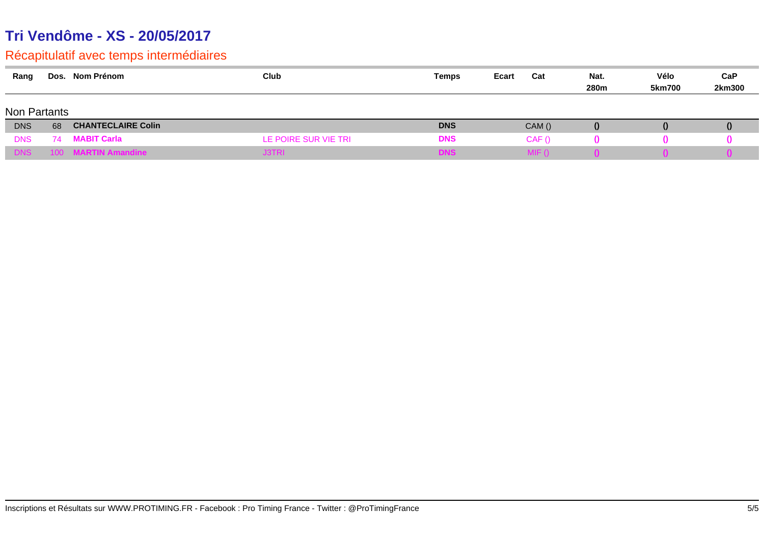# Tri Vendôme - XS - 20/05/2017

## Récapitulatif avec temps intermédiaires

| Rang | Dos. | Nom Prénom | Club | Temps | Ecart | Cat | Nat. 280m | Vélo 5km700 | CaP 2km300 |
|---|---|---|---|---|---|---|---|---|---|
| **Non Partants** | | | | | | | | | |
| DNS | 68 | **CHANTECLAIRE Colin** | | **DNS** | | CAM () | **()** | **()** | **()** |
| DNS | 74 | **MABIT Carla** | LE POIRE SUR VIE TRI | **DNS** | | CAF () | **()** | **()** | **()** |
| DNS | 100 | **MARTIN Amandine** | J3TRI | **DNS** | | MIF () | **()** | **()** | **()** |

Inscriptions et Résultats sur WWW.PROTIMING.FR - Facebook : Pro Timing France - Twitter : @ProTimingFrance